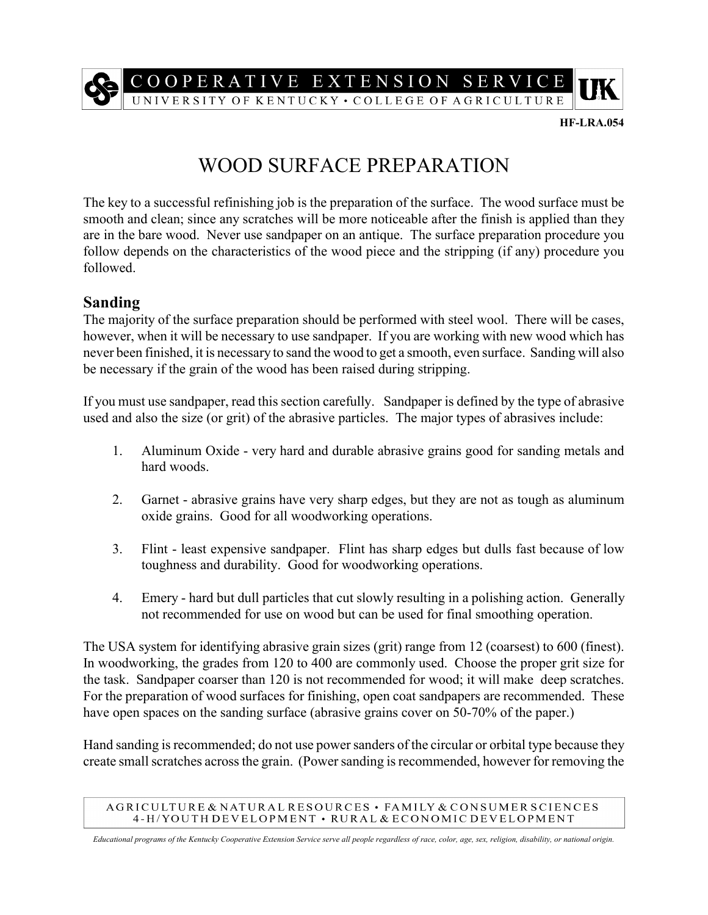HF-LRA.054

# WOOD SURFACE PREPARATION

The key to a successful refinishing job is the preparation of the surface. The wood surface must be smooth and clean; since any scratches will be more noticeable after the finish is applied than they are in the bare wood. Never use sandpaper on an antique. The surface preparation procedure you follow depends on the characteristics of the wood piece and the stripping (if any) procedure you followed.

## Sanding

The majority of the surface preparation should be performed with steel wool. There will be cases, however, when it will be necessary to use sandpaper. If you are working with new wood which has never been finished, it is necessary to sand the wood to get a smooth, even surface. Sanding will also be necessary if the grain of the wood has been raised during stripping.

If you must use sandpaper, read this section carefully. Sandpaper is defined by the type of abrasive used and also the size (or grit) of the abrasive particles. The major types of abrasives include:

1. Aluminum Oxide - very hard and durable abrasive grains good for sanding metals and hard woods.

2. Garnet - abrasive grains have very sharp edges, but they are not as tough as aluminum oxide grains. Good for all woodworking operations.

3. Flint - least expensive sandpaper. Flint has sharp edges but dulls fast because of low toughness and durability. Good for woodworking operations.

4. Emery - hard but dull particles that cut slowly resulting in a polishing action. Generally not recommended for use on wood but can be used for final smoothing operation.

The USA system for identifying abrasive grain sizes (grit) range from 12 (coarsest) to 600 (finest). In woodworking, the grades from 120 to 400 are commonly used. Choose the proper grit size for the task. Sandpaper coarser than 120 is not recommended for wood; it will make deep scratches. For the preparation of wood surfaces for finishing, open coat sandpapers are recommended. These have open spaces on the sanding surface (abrasive grains cover on 50-70% of the paper.)

Hand sanding is recommended; do not use power sanders of the circular or orbital type because they create small scratches across the grain. (Power sanding is recommended, however for removing the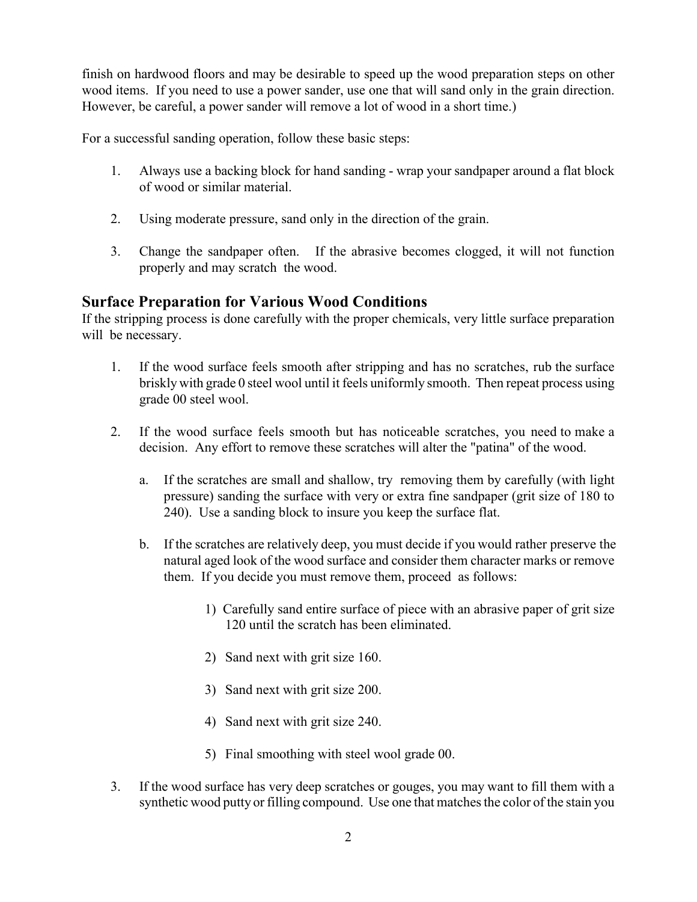finish on hardwood floors and may be desirable to speed up the wood preparation steps on other wood items. If you need to use a power sander, use one that will sand only in the grain direction. However, be careful, a power sander will remove a lot of wood in a short time.)

For a successful sanding operation, follow these basic steps:

1. Always use a backing block for hand sanding - wrap your sandpaper around a flat block of wood or similar material.

2. Using moderate pressure, sand only in the direction of the grain.

3. Change the sandpaper often. If the abrasive becomes clogged, it will not function properly and may scratch the wood.

## Surface Preparation for Various Wood Conditions

If the stripping process is done carefully with the proper chemicals, very little surface preparation will be necessary.

1. If the wood surface feels smooth after stripping and has no scratches, rub the surface briskly with grade 0 steel wool until it feels uniformly smooth. Then repeat process using grade 00 steel wool.

2. If the wood surface feels smooth but has noticeable scratches, you need to make a decision. Any effort to remove these scratches will alter the "patina" of the wood.

   a. If the scratches are small and shallow, try removing them by carefully (with light pressure) sanding the surface with very or extra fine sandpaper (grit size of 180 to 240). Use a sanding block to insure you keep the surface flat.

   b. If the scratches are relatively deep, you must decide if you would rather preserve the natural aged look of the wood surface and consider them character marks or remove them. If you decide you must remove them, proceed as follows:

      1) Carefully sand entire surface of piece with an abrasive paper of grit size 120 until the scratch has been eliminated.

      2) Sand next with grit size 160.

      3) Sand next with grit size 200.

      4) Sand next with grit size 240.

      5) Final smoothing with steel wool grade 00.

3. If the wood surface has very deep scratches or gouges, you may want to fill them with a synthetic wood putty or filling compound. Use one that matches the color of the stain you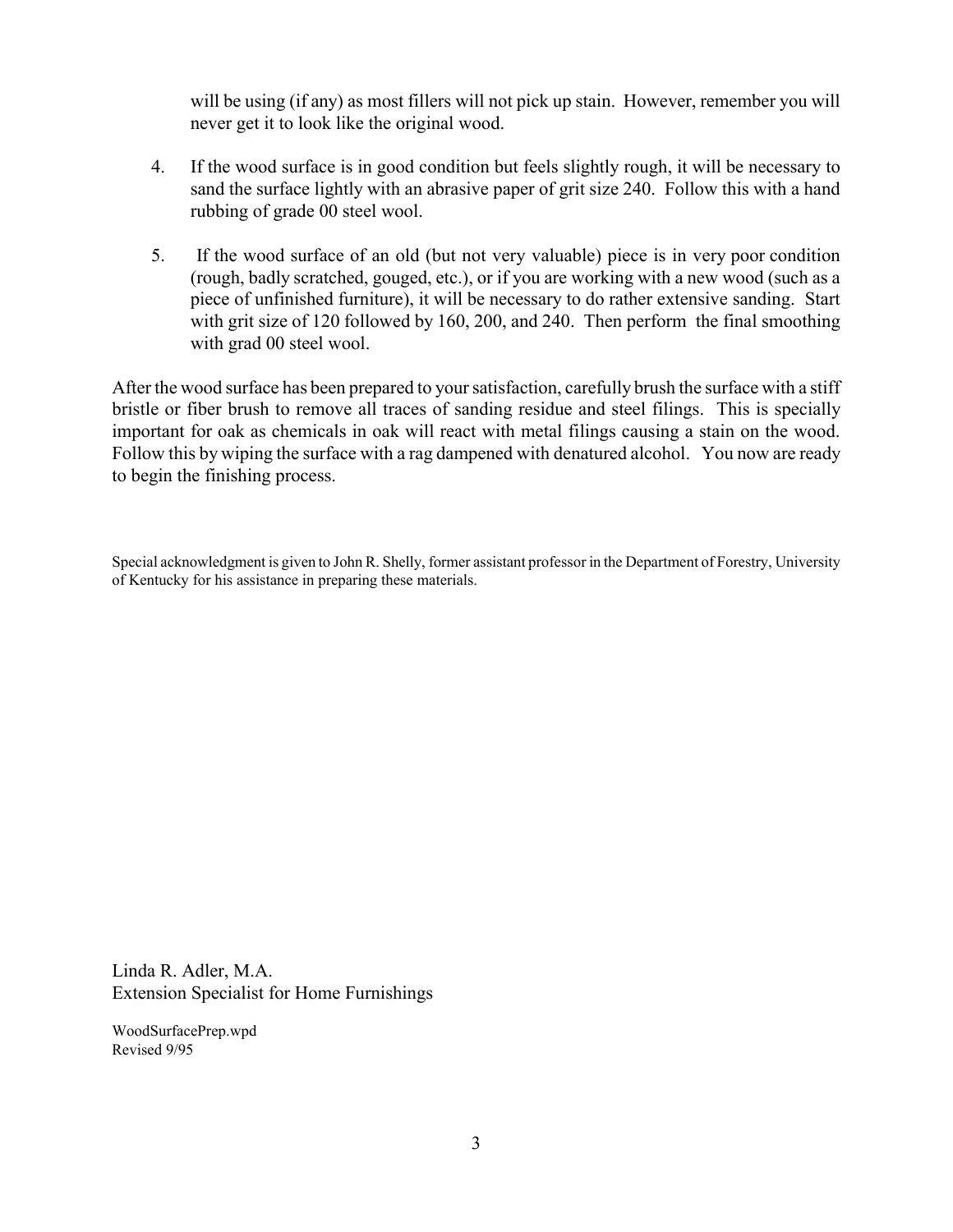will be using (if any) as most fillers will not pick up stain. However, remember you will never get it to look like the original wood.

4. If the wood surface is in good condition but feels slightly rough, it will be necessary to sand the surface lightly with an abrasive paper of grit size 240. Follow this with a hand rubbing of grade 00 steel wool.

5. If the wood surface of an old (but not very valuable) piece is in very poor condition (rough, badly scratched, gouged, etc.), or if you are working with a new wood (such as a piece of unfinished furniture), it will be necessary to do rather extensive sanding. Start with grit size of 120 followed by 160, 200, and 240. Then perform the final smoothing with grad 00 steel wool.

After the wood surface has been prepared to your satisfaction, carefully brush the surface with a stiff bristle or fiber brush to remove all traces of sanding residue and steel filings. This is specially important for oak as chemicals in oak will react with metal filings causing a stain on the wood. Follow this by wiping the surface with a rag dampened with denatured alcohol. You now are ready to begin the finishing process.

Special acknowledgment is given to John R. Shelly, former assistant professor in the Department of Forestry, University of Kentucky for his assistance in preparing these materials.

Linda R. Adler, M.A.
Extension Specialist for Home Furnishings

WoodSurfacePrep.wpd
Revised 9/95